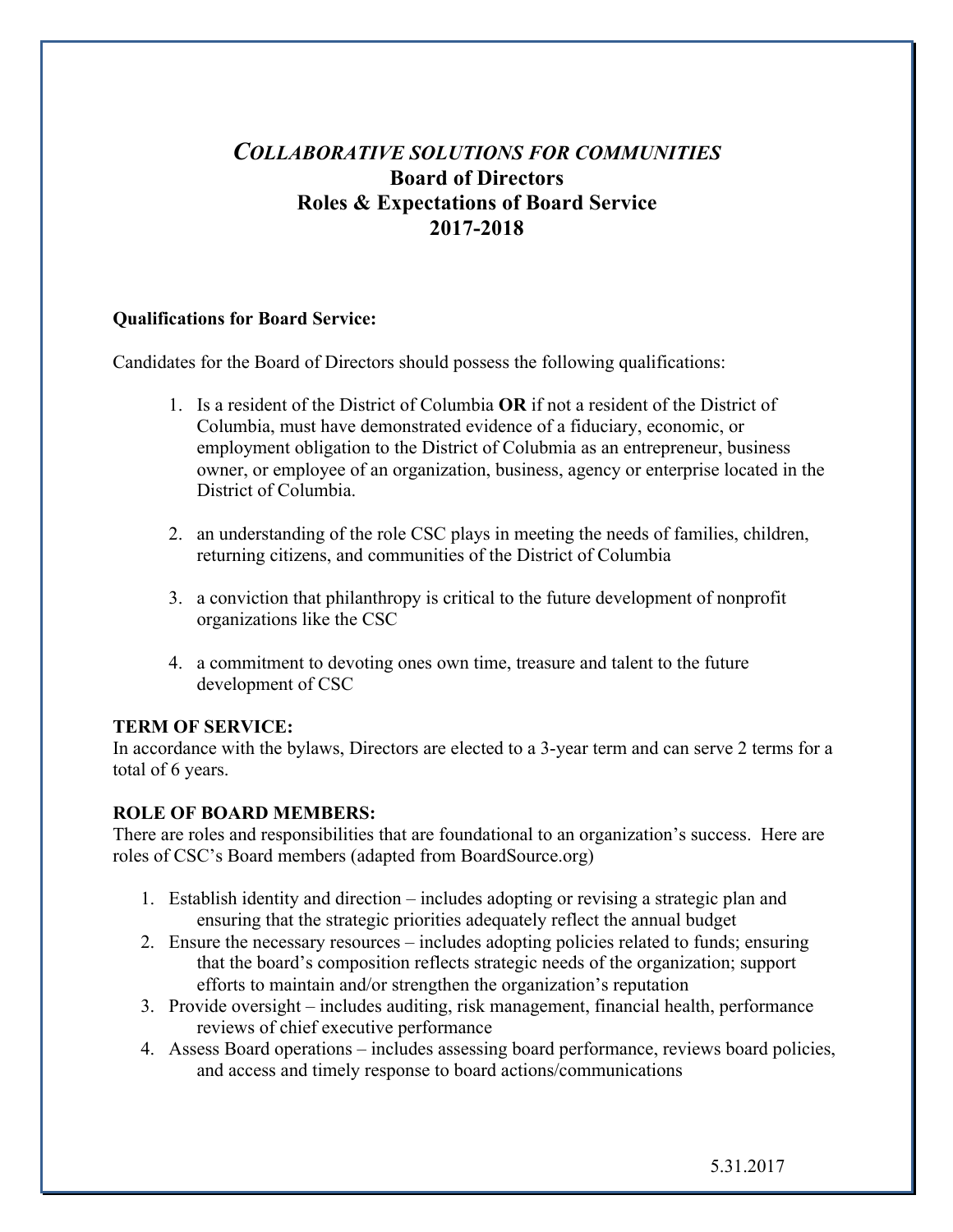# *COLLABORATIVE SOLUTIONS FOR COMMUNITIES*
# Board of Directors
# Roles & Expectations of Board Service
# 2017-2018

**Qualifications for Board Service:**

Candidates for the Board of Directors should possess the following qualifications:

1. Is a resident of the District of Columbia **OR** if not a resident of the District of Columbia, must have demonstrated evidence of a fiduciary, economic, or employment obligation to the District of Colubmia as an entrepreneur, business owner, or employee of an organization, business, agency or enterprise located in the District of Columbia.

2. an understanding of the role CSC plays in meeting the needs of families, children, returning citizens, and communities of the District of Columbia

3. a conviction that philanthropy is critical to the future development of nonprofit organizations like the CSC

4. a commitment to devoting ones own time, treasure and talent to the future development of CSC

**TERM OF SERVICE:**
In accordance with the bylaws, Directors are elected to a 3-year term and can serve 2 terms for a total of 6 years.

**ROLE OF BOARD MEMBERS:**
There are roles and responsibilities that are foundational to an organization's success. Here are roles of CSC's Board members (adapted from BoardSource.org)

1. Establish identity and direction – includes adopting or revising a strategic plan and ensuring that the strategic priorities adequately reflect the annual budget
2. Ensure the necessary resources – includes adopting policies related to funds; ensuring that the board's composition reflects strategic needs of the organization; support efforts to maintain and/or strengthen the organization's reputation
3. Provide oversight – includes auditing, risk management, financial health, performance reviews of chief executive performance
4. Assess Board operations – includes assessing board performance, reviews board policies, and access and timely response to board actions/communications

5.31.2017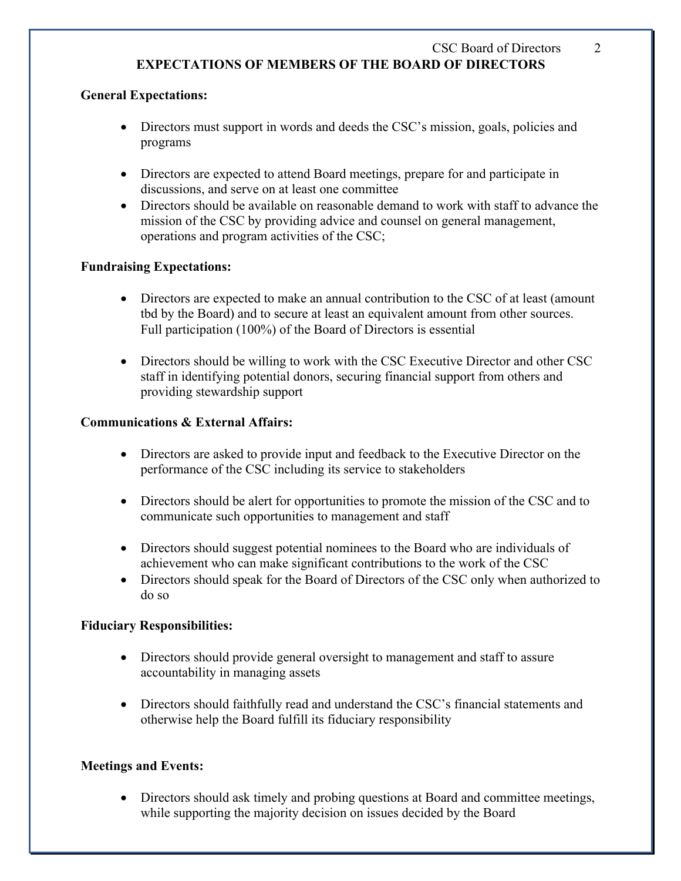# EXPECTATIONS OF MEMBERS OF THE BOARD OF DIRECTORS

**General Expectations:**

- Directors must support in words and deeds the CSC's mission, goals, policies and programs
- Directors are expected to attend Board meetings, prepare for and participate in discussions, and serve on at least one committee
- Directors should be available on reasonable demand to work with staff to advance the mission of the CSC by providing advice and counsel on general management, operations and program activities of the CSC;

**Fundraising Expectations:**

- Directors are expected to make an annual contribution to the CSC of at least (amount tbd by the Board) and to secure at least an equivalent amount from other sources. Full participation (100%) of the Board of Directors is essential
- Directors should be willing to work with the CSC Executive Director and other CSC staff in identifying potential donors, securing financial support from others and providing stewardship support

**Communications & External Affairs:**

- Directors are asked to provide input and feedback to the Executive Director on the performance of the CSC including its service to stakeholders
- Directors should be alert for opportunities to promote the mission of the CSC and to communicate such opportunities to management and staff
- Directors should suggest potential nominees to the Board who are individuals of achievement who can make significant contributions to the work of the CSC
- Directors should speak for the Board of Directors of the CSC only when authorized to do so

**Fiduciary Responsibilities:**

- Directors should provide general oversight to management and staff to assure accountability in managing assets
- Directors should faithfully read and understand the CSC's financial statements and otherwise help the Board fulfill its fiduciary responsibility

**Meetings and Events:**

- Directors should ask timely and probing questions at Board and committee meetings, while supporting the majority decision on issues decided by the Board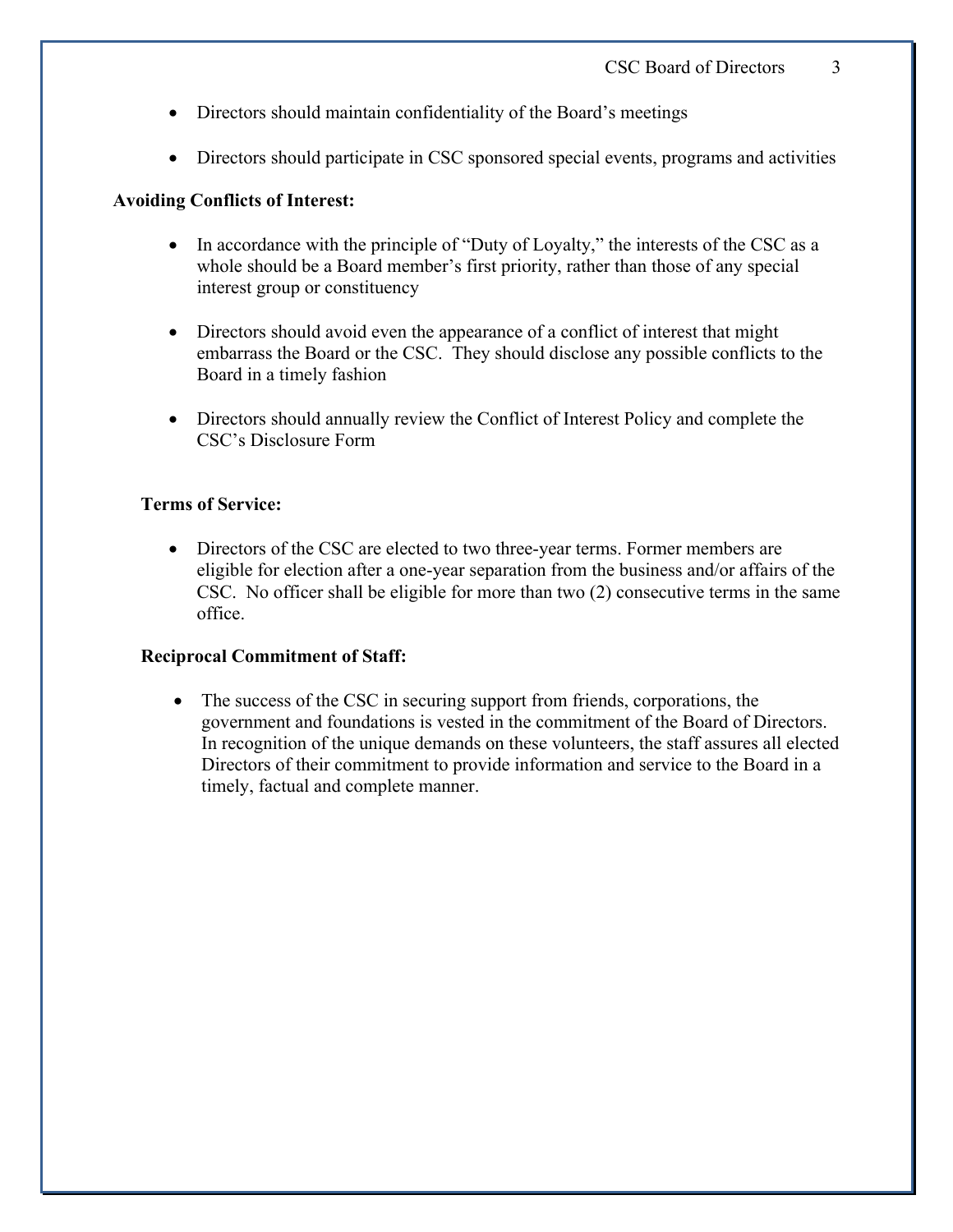- Directors should maintain confidentiality of the Board's meetings
- Directors should participate in CSC sponsored special events, programs and activities

**Avoiding Conflicts of Interest:**

- In accordance with the principle of "Duty of Loyalty," the interests of the CSC as a whole should be a Board member's first priority, rather than those of any special interest group or constituency
- Directors should avoid even the appearance of a conflict of interest that might embarrass the Board or the CSC. They should disclose any possible conflicts to the Board in a timely fashion
- Directors should annually review the Conflict of Interest Policy and complete the CSC's Disclosure Form

**Terms of Service:**

- Directors of the CSC are elected to two three-year terms. Former members are eligible for election after a one-year separation from the business and/or affairs of the CSC. No officer shall be eligible for more than two (2) consecutive terms in the same office.

**Reciprocal Commitment of Staff:**

- The success of the CSC in securing support from friends, corporations, the government and foundations is vested in the commitment of the Board of Directors. In recognition of the unique demands on these volunteers, the staff assures all elected Directors of their commitment to provide information and service to the Board in a timely, factual and complete manner.